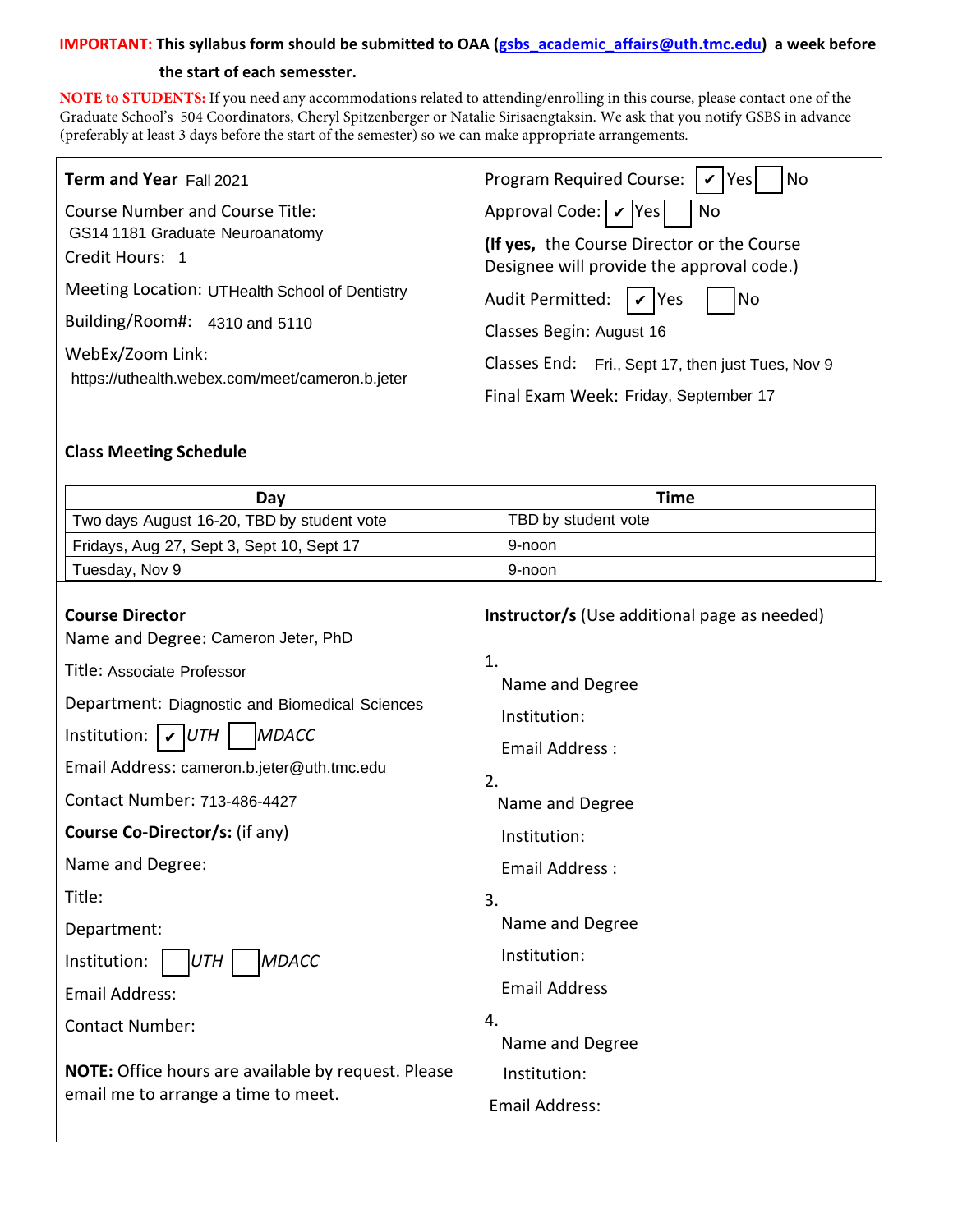**IMPORTANT: This syllabus form should be submitted to OAA (gsbs_academic_affairs@uth.tmc.edu) a week before the start of each semesster.**

**NOTE to STUDENTS:** If you need any accommodations related to attending/enrolling in this course, please contact one of the Graduate School's 504 Coordinators, Cheryl Spitzenberger or Natalie Sirisaengtaksin. We ask that you notify GSBS in advance (preferably at least 3 days before the start of the semester) so we can make appropriate arrangements.

**Term and Year** Fall 2021

Course Number and Course Title:
GS14 1181 Graduate Neuroanatomy

Credit Hours: 1

Meeting Location: UTHealth School of Dentistry

Building/Room#: 4310 and 5110

WebEx/Zoom Link:
https://uthealth.webex.com/meet/cameron.b.jeter

Program Required Course: ☑ Yes ☐ No

Approval Code: ☑ Yes ☐ No

**(If yes,** the Course Director or the Course Designee will provide the approval code.)

Audit Permitted: ☑ Yes ☐ No

Classes Begin: August 16

Classes End: Fri., Sept 17, then just Tues, Nov 9

Final Exam Week: Friday, September 17

## Class Meeting Schedule

| Day | Time |
|---|---|
| Two days August 16-20, TBD by student vote | TBD by student vote |
| Fridays, Aug 27, Sept 3, Sept 10, Sept 17 | 9-noon |
| Tuesday, Nov 9 | 9-noon |

**Course Director**

Name and Degree: Cameron Jeter, PhD

Title: Associate Professor

Department: Diagnostic and Biomedical Sciences

Institution: ☑ *UTH* ☐ *MDACC*

Email Address: cameron.b.jeter@uth.tmc.edu

Contact Number: 713-486-4427

**Course Co-Director/s:** (if any)

Name and Degree:

Title:

Department:

Institution: ☐ *UTH* ☐ *MDACC*

Email Address:

Contact Number:

**NOTE:** Office hours are available by request. Please email me to arrange a time to meet.

**Instructor/s** (Use additional page as needed)

1.
Name and Degree
Institution:
Email Address :

2.
Name and Degree
Institution:
Email Address :

3.
Name and Degree
Institution:
Email Address

4.
Name and Degree
Institution:
Email Address: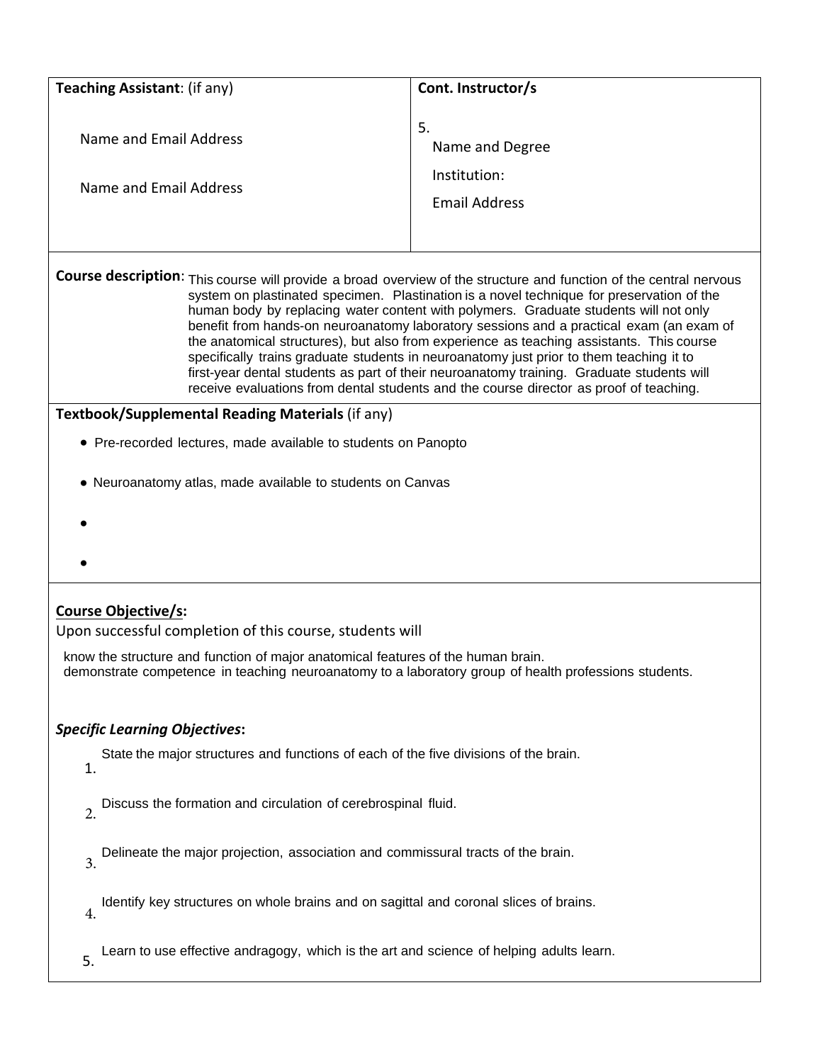| **Teaching Assistant**: (if any) | **Cont. Instructor/s** |
| --- | --- |
| Name and Email Address<br><br>Name and Email Address | 5.<br>Name and Degree<br>Institution:<br>Email Address |

**Course description**: This course will provide a broad overview of the structure and function of the central nervous system on plastinated specimen. Plastination is a novel technique for preservation of the human body by replacing water content with polymers. Graduate students will not only benefit from hands-on neuroanatomy laboratory sessions and a practical exam (an exam of the anatomical structures), but also from experience as teaching assistants. This course specifically trains graduate students in neuroanatomy just prior to them teaching it to first-year dental students as part of their neuroanatomy training. Graduate students will receive evaluations from dental students and the course director as proof of teaching.

**Textbook/Supplemental Reading Materials** (if any)

- Pre-recorded lectures, made available to students on Panopto
- Neuroanatomy atlas, made available to students on Canvas
- 
- 

**Course Objective/s:**

Upon successful completion of this course, students will

know the structure and function of major anatomical features of the human brain.
demonstrate competence in teaching neuroanatomy to a laboratory group of health professions students.

***Specific Learning Objectives*:**

1. State the major structures and functions of each of the five divisions of the brain.
2. Discuss the formation and circulation of cerebrospinal fluid.
3. Delineate the major projection, association and commissural tracts of the brain.
4. Identify key structures on whole brains and on sagittal and coronal slices of brains.
5. Learn to use effective andragogy, which is the art and science of helping adults learn.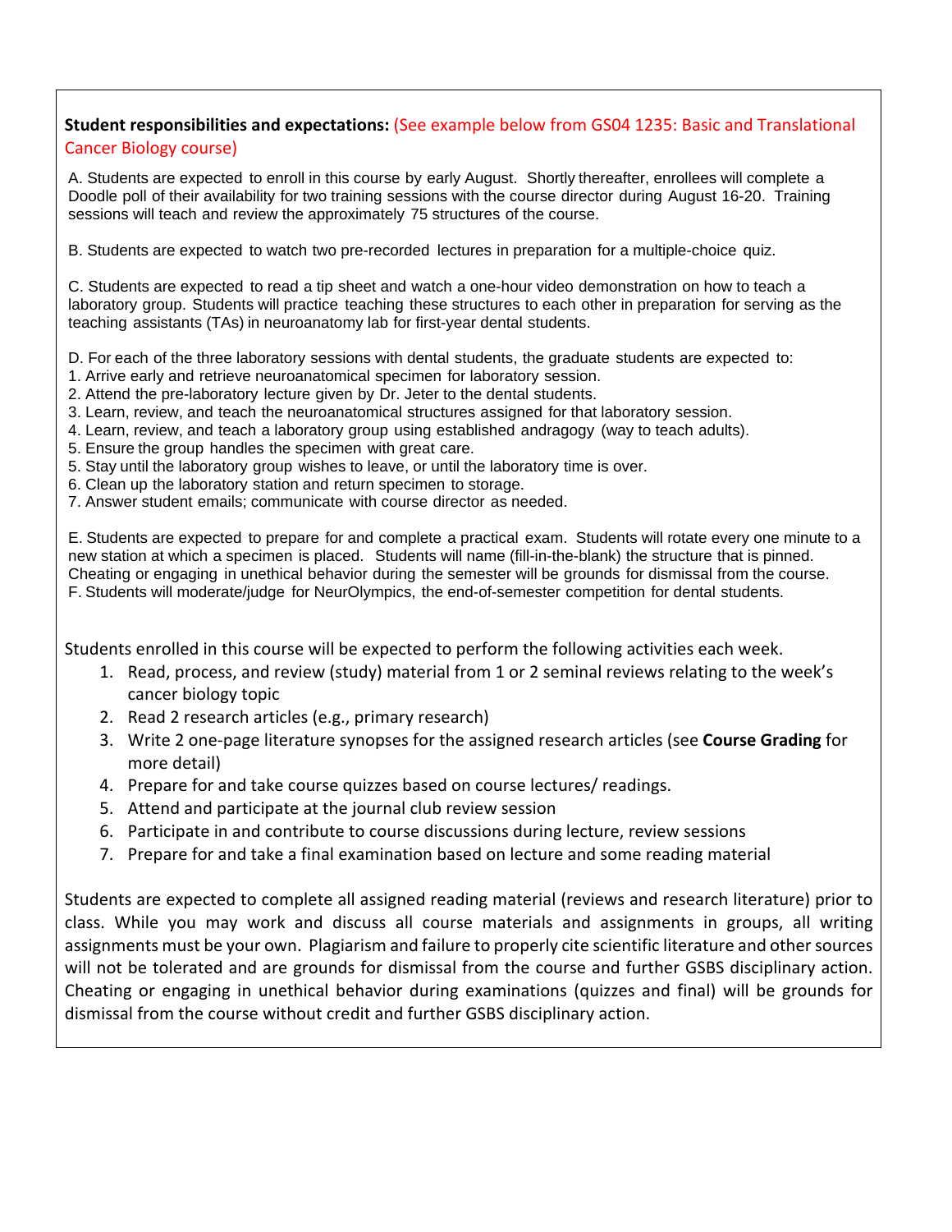**Student responsibilities and expectations:** (See example below from GS04 1235: Basic and Translational Cancer Biology course)

A. Students are expected to enroll in this course by early August. Shortly thereafter, enrollees will complete a Doodle poll of their availability for two training sessions with the course director during August 16-20. Training sessions will teach and review the approximately 75 structures of the course.

B. Students are expected to watch two pre-recorded lectures in preparation for a multiple-choice quiz.

C. Students are expected to read a tip sheet and watch a one-hour video demonstration on how to teach a laboratory group. Students will practice teaching these structures to each other in preparation for serving as the teaching assistants (TAs) in neuroanatomy lab for first-year dental students.

D. For each of the three laboratory sessions with dental students, the graduate students are expected to:
1. Arrive early and retrieve neuroanatomical specimen for laboratory session.
2. Attend the pre-laboratory lecture given by Dr. Jeter to the dental students.
3. Learn, review, and teach the neuroanatomical structures assigned for that laboratory session.
4. Learn, review, and teach a laboratory group using established andragogy (way to teach adults).
5. Ensure the group handles the specimen with great care.
5. Stay until the laboratory group wishes to leave, or until the laboratory time is over.
6. Clean up the laboratory station and return specimen to storage.
7. Answer student emails; communicate with course director as needed.

E. Students are expected to prepare for and complete a practical exam. Students will rotate every one minute to a new station at which a specimen is placed. Students will name (fill-in-the-blank) the structure that is pinned. Cheating or engaging in unethical behavior during the semester will be grounds for dismissal from the course.
F. Students will moderate/judge for NeurOlympics, the end-of-semester competition for dental students.

Students enrolled in this course will be expected to perform the following activities each week.

1. Read, process, and review (study) material from 1 or 2 seminal reviews relating to the week's cancer biology topic
2. Read 2 research articles (e.g., primary research)
3. Write 2 one-page literature synopses for the assigned research articles (see **Course Grading** for more detail)
4. Prepare for and take course quizzes based on course lectures/ readings.
5. Attend and participate at the journal club review session
6. Participate in and contribute to course discussions during lecture, review sessions
7. Prepare for and take a final examination based on lecture and some reading material

Students are expected to complete all assigned reading material (reviews and research literature) prior to class. While you may work and discuss all course materials and assignments in groups, all writing assignments must be your own. Plagiarism and failure to properly cite scientific literature and other sources will not be tolerated and are grounds for dismissal from the course and further GSBS disciplinary action. Cheating or engaging in unethical behavior during examinations (quizzes and final) will be grounds for dismissal from the course without credit and further GSBS disciplinary action.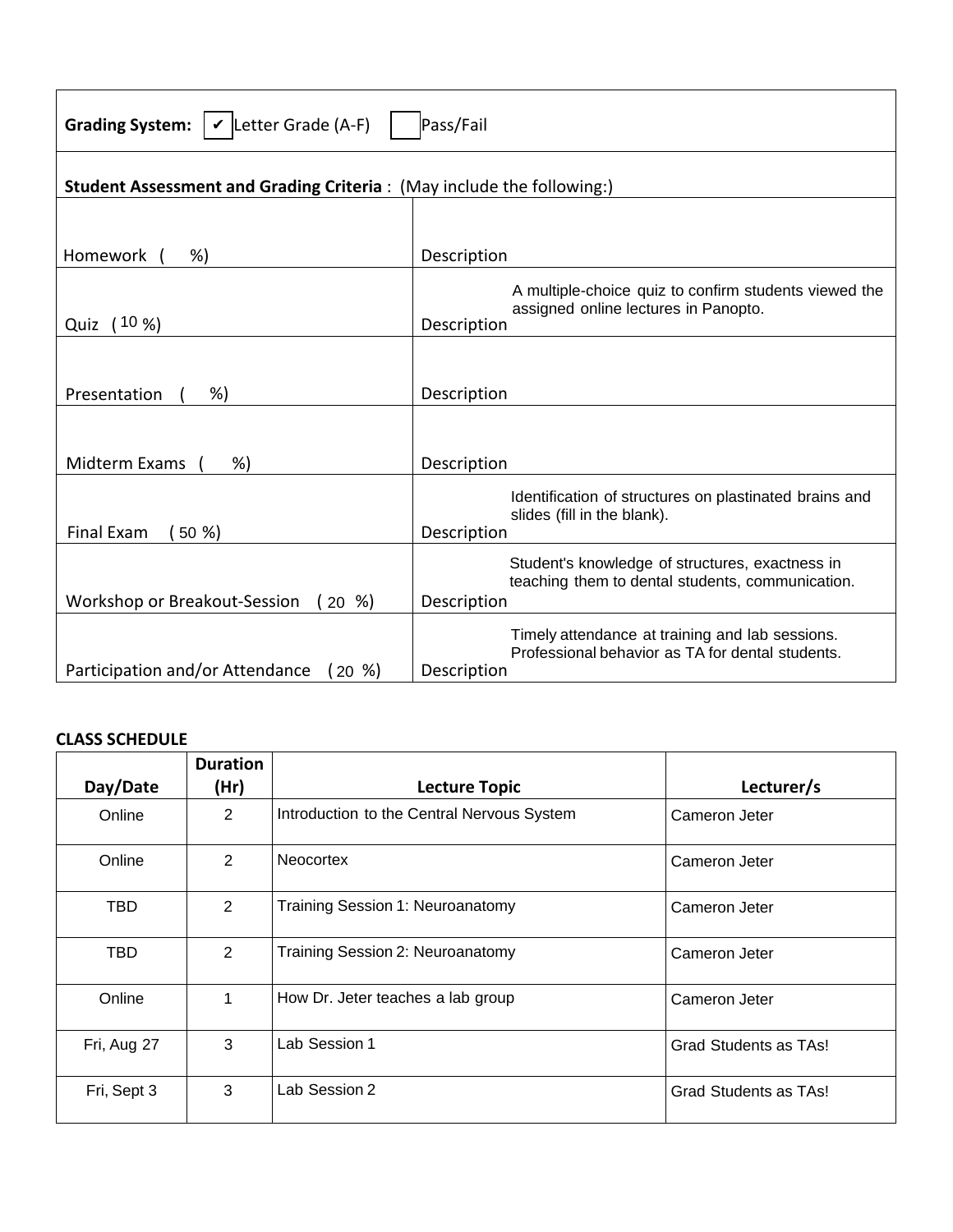**Grading System:** ✔ Letter Grade (A-F) ☐ Pass/Fail

**Student Assessment and Grading Criteria** : (May include the following:)

| | |
|---|---|
| Homework ( %) | Description |
| Quiz ( 10 %) | Description A multiple-choice quiz to confirm students viewed the assigned online lectures in Panopto. |
| Presentation ( %) | Description |
| Midterm Exams ( %) | Description |
| Final Exam ( 50 %) | Description Identification of structures on plastinated brains and slides (fill in the blank). |
| Workshop or Breakout-Session ( 20 %) | Description Student's knowledge of structures, exactness in teaching them to dental students, communication. |
| Participation and/or Attendance ( 20 %) | Description Timely attendance at training and lab sessions. Professional behavior as TA for dental students. |

**CLASS SCHEDULE**

| Day/Date | Duration (Hr) | Lecture Topic | Lecturer/s |
|---|---|---|---|
| Online | 2 | Introduction to the Central Nervous System | Cameron Jeter |
| Online | 2 | Neocortex | Cameron Jeter |
| TBD | 2 | Training Session 1: Neuroanatomy | Cameron Jeter |
| TBD | 2 | Training Session 2: Neuroanatomy | Cameron Jeter |
| Online | 1 | How Dr. Jeter teaches a lab group | Cameron Jeter |
| Fri, Aug 27 | 3 | Lab Session 1 | Grad Students as TAs! |
| Fri, Sept 3 | 3 | Lab Session 2 | Grad Students as TAs! |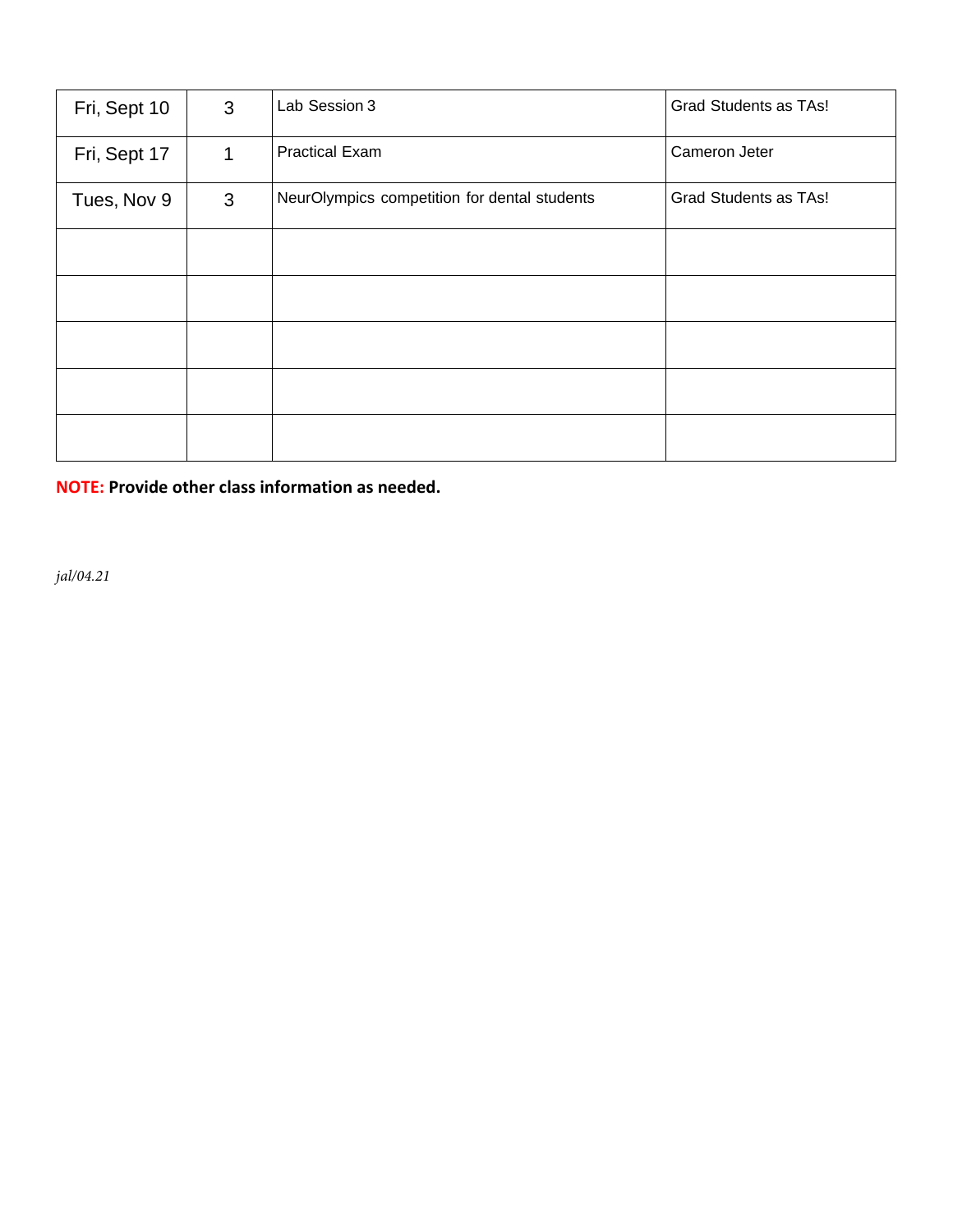| | | | |
|---|---|---|---|
| Fri, Sept 10 | 3 | Lab Session 3 | Grad Students as TAs! |
| Fri, Sept 17 | 1 | Practical Exam | Cameron Jeter |
| Tues, Nov 9 | 3 | NeurOlympics competition for dental students | Grad Students as TAs! |
| | | | |
| | | | |
| | | | |
| | | | |
| | | | |

**NOTE: Provide other class information as needed.**

*jal/04.21*